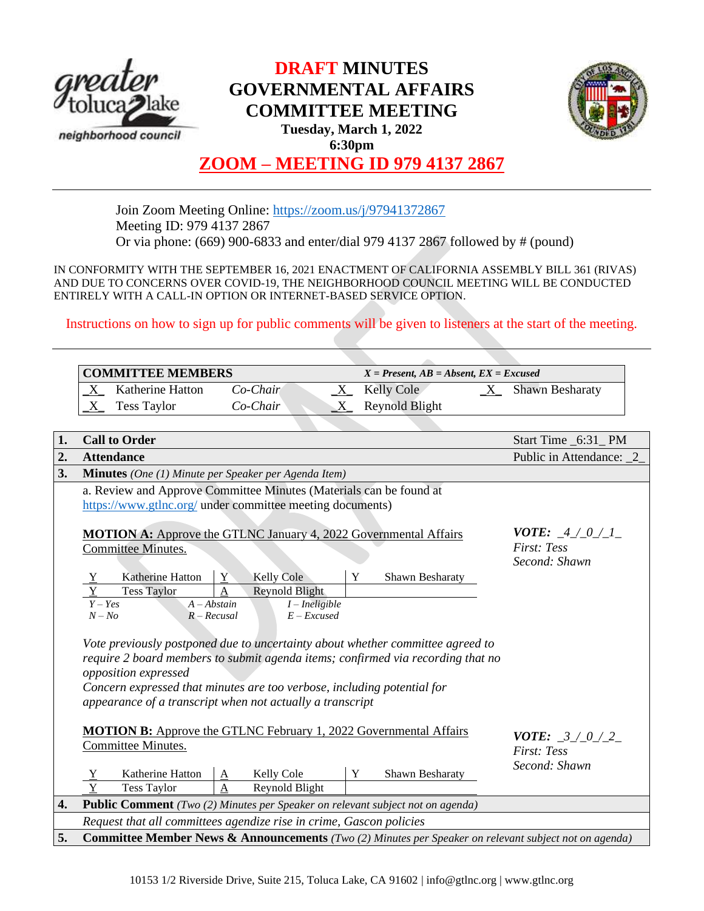# DRAFT MINUTES GOVERNMENTAL AFFAIRS COMMITTEE MEETING

**Tuesday, March 1, 2022**
**6:30pm**

## ZOOM – MEETING ID 979 4137 2867

Join Zoom Meeting Online: https://zoom.us/j/97941372867
Meeting ID: 979 4137 2867
Or via phone: (669) 900-6833 and enter/dial 979 4137 2867 followed by # (pound)

IN CONFORMITY WITH THE SEPTEMBER 16, 2021 ENACTMENT OF CALIFORNIA ASSEMBLY BILL 361 (RIVAS) AND DUE TO CONCERNS OVER COVID-19, THE NEIGHBORHOOD COUNCIL MEETING WILL BE CONDUCTED ENTIRELY WITH A CALL-IN OPTION OR INTERNET-BASED SERVICE OPTION.

Instructions on how to sign up for public comments will be given to listeners at the start of the meeting.

| **COMMITTEE MEMBERS** | | *X = Present, AB = Absent, EX = Excused* | |
|---|---|---|---|
| _X_ Katherine Hatton | *Co-Chair* | _X_ Kelly Cole | _X_ Shawn Besharaty |
| _X_ Tess Taylor | *Co-Chair* | _X_ Reynold Blight | |

**1. Call to Order** — Start Time _6:31_ PM

**2. Attendance** — Public in Attendance: _2_

**3. Minutes** *(One (1) Minute per Speaker per Agenda Item)*

a. Review and Approve Committee Minutes (Materials can be found at https://www.gtlnc.org/ under committee meeting documents)

**MOTION A:** Approve the GTLNC January 4, 2022 Governmental Affairs Committee Minutes.

***VOTE:*** *_4_/_0_/_1_*
*First: Tess*
*Second: Shawn*

| | | | | | |
|---|---|---|---|---|---|
| Y | Katherine Hatton | Y | Kelly Cole | Y | Shawn Besharaty |
| Y | Tess Taylor | A | Reynold Blight | | |

*Y – Yes, N – No, A – Abstain, R – Recusal, I – Ineligible, E – Excused*

*Vote previously postponed due to uncertainty about whether committee agreed to require 2 board members to submit agenda items; confirmed via recording that no opposition expressed*
*Concern expressed that minutes are too verbose, including potential for appearance of a transcript when not actually a transcript*

**MOTION B:** Approve the GTLNC February 1, 2022 Governmental Affairs Committee Minutes.

***VOTE:*** *_3_/_0_/_2_*
*First: Tess*
*Second: Shawn*

| | | | | | |
|---|---|---|---|---|---|
| Y | Katherine Hatton | A | Kelly Cole | Y | Shawn Besharaty |
| Y | Tess Taylor | A | Reynold Blight | | |

**4. Public Comment** *(Two (2) Minutes per Speaker on relevant subject not on agenda)*

*Request that all committees agendize rise in crime, Gascon policies*

**5. Committee Member News & Announcements** *(Two (2) Minutes per Speaker on relevant subject not on agenda)*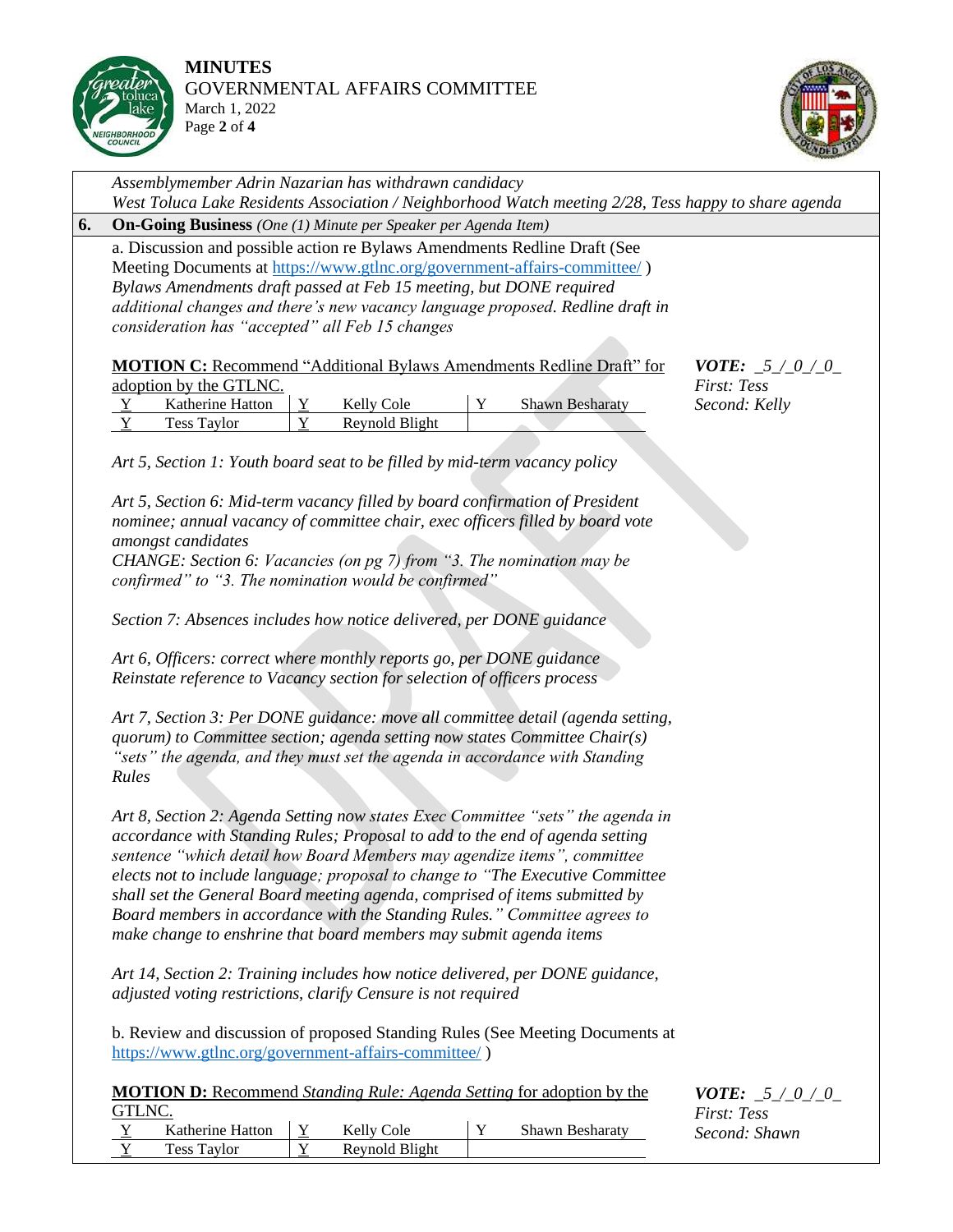*Assemblymember Adrin Nazarian has withdrawn candidacy*
*West Toluca Lake Residents Association / Neighborhood Watch meeting 2/28, Tess happy to share agenda*

## 6. On-Going Business *(One (1) Minute per Speaker per Agenda Item)*

a. Discussion and possible action re Bylaws Amendments Redline Draft (See Meeting Documents at https://www.gtlnc.org/government-affairs-committee/ )
*Bylaws Amendments draft passed at Feb 15 meeting, but DONE required additional changes and there's new vacancy language proposed. Redline draft in consideration has "accepted" all Feb 15 changes*

**MOTION C:** Recommend "Additional Bylaws Amendments Redline Draft" for adoption by the GTLNC.

| | | | | | |
|---|---|---|---|---|---|
| Y | Katherine Hatton | Y | Kelly Cole | Y | Shawn Besharaty |
| Y | Tess Taylor | Y | Reynold Blight | | |

***VOTE:** _5_/_0_/_0_*
*First: Tess*
*Second: Kelly*

*Art 5, Section 1: Youth board seat to be filled by mid-term vacancy policy*

*Art 5, Section 6: Mid-term vacancy filled by board confirmation of President nominee; annual vacancy of committee chair, exec officers filled by board vote amongst candidates*
*CHANGE: Section 6: Vacancies (on pg 7) from "3. The nomination may be confirmed" to "3. The nomination would be confirmed"*

*Section 7: Absences includes how notice delivered, per DONE guidance*

*Art 6, Officers: correct where monthly reports go, per DONE guidance*
*Reinstate reference to Vacancy section for selection of officers process*

*Art 7, Section 3: Per DONE guidance: move all committee detail (agenda setting, quorum) to Committee section; agenda setting now states Committee Chair(s) "sets" the agenda, and they must set the agenda in accordance with Standing Rules*

*Art 8, Section 2: Agenda Setting now states Exec Committee "sets" the agenda in accordance with Standing Rules; Proposal to add to the end of agenda setting sentence "which detail how Board Members may agendize items", committee elects not to include language; proposal to change to "The Executive Committee shall set the General Board meeting agenda, comprised of items submitted by Board members in accordance with the Standing Rules." Committee agrees to make change to enshrine that board members may submit agenda items*

*Art 14, Section 2: Training includes how notice delivered, per DONE guidance, adjusted voting restrictions, clarify Censure is not required*

b. Review and discussion of proposed Standing Rules (See Meeting Documents at https://www.gtlnc.org/government-affairs-committee/ )

**MOTION D:** Recommend *Standing Rule: Agenda Setting* for adoption by the GTLNC.

| | | | | | |
|---|---|---|---|---|---|
| Y | Katherine Hatton | Y | Kelly Cole | Y | Shawn Besharaty |
| Y | Tess Taylor | Y | Reynold Blight | | |

***VOTE:** _5_/_0_/_0_*
*First: Tess*
*Second: Shawn*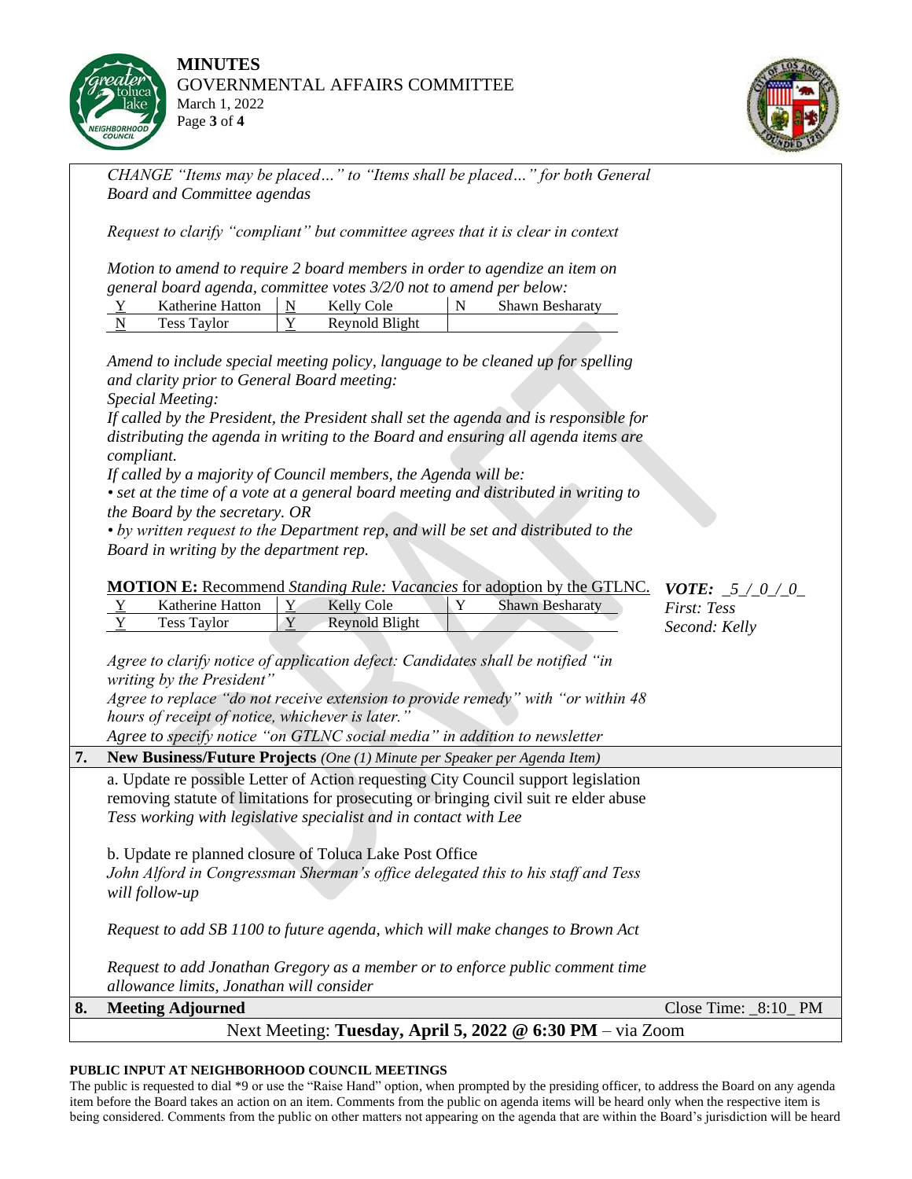*CHANGE "Items may be placed…" to "Items shall be placed…" for both General Board and Committee agendas*

*Request to clarify "compliant" but committee agrees that it is clear in context*

*Motion to amend to require 2 board members in order to agendize an item on general board agenda, committee votes 3/2/0 not to amend per below:*

| | | | | | |
|---|---|---|---|---|---|
| Y | Katherine Hatton | N | Kelly Cole | N | Shawn Besharaty |
| N | Tess Taylor | Y | Reynold Blight | | |

*Amend to include special meeting policy, language to be cleaned up for spelling and clarity prior to General Board meeting:*
*Special Meeting:*
*If called by the President, the President shall set the agenda and is responsible for distributing the agenda in writing to the Board and ensuring all agenda items are compliant.*
*If called by a majority of Council members, the Agenda will be:*
*• set at the time of a vote at a general board meeting and distributed in writing to the Board by the secretary. OR*
*• by written request to the Department rep, and will be set and distributed to the Board in writing by the department rep.*

**MOTION E:** Recommend *Standing Rule: Vacancies* for adoption by the GTLNC.

***VOTE:** _5_/_0_/_0_*
*First: Tess*
*Second: Kelly*

| | | | | | |
|---|---|---|---|---|---|
| Y | Katherine Hatton | Y | Kelly Cole | Y | Shawn Besharaty |
| Y | Tess Taylor | Y | Reynold Blight | | |

*Agree to clarify notice of application defect: Candidates shall be notified "in writing by the President"*
*Agree to replace "do not receive extension to provide remedy" with "or within 48 hours of receipt of notice, whichever is later."*
*Agree to specify notice "on GTLNC social media" in addition to newsletter*

## 7. New Business/Future Projects *(One (1) Minute per Speaker per Agenda Item)*

a. Update re possible Letter of Action requesting City Council support legislation removing statute of limitations for prosecuting or bringing civil suit re elder abuse
*Tess working with legislative specialist and in contact with Lee*

b. Update re planned closure of Toluca Lake Post Office
*John Alford in Congressman Sherman's office delegated this to his staff and Tess will follow-up*

*Request to add SB 1100 to future agenda, which will make changes to Brown Act*

*Request to add Jonathan Gregory as a member or to enforce public comment time allowance limits, Jonathan will consider*

## 8. Meeting Adjourned

Close Time: _8:10_ PM

Next Meeting: **Tuesday, April 5, 2022 @ 6:30 PM** – via Zoom

**PUBLIC INPUT AT NEIGHBORHOOD COUNCIL MEETINGS**

The public is requested to dial *9 or use the "Raise Hand" option, when prompted by the presiding officer, to address the Board on any agenda item before the Board takes an action on an item. Comments from the public on agenda items will be heard only when the respective item is being considered. Comments from the public on other matters not appearing on the agenda that are within the Board's jurisdiction will be heard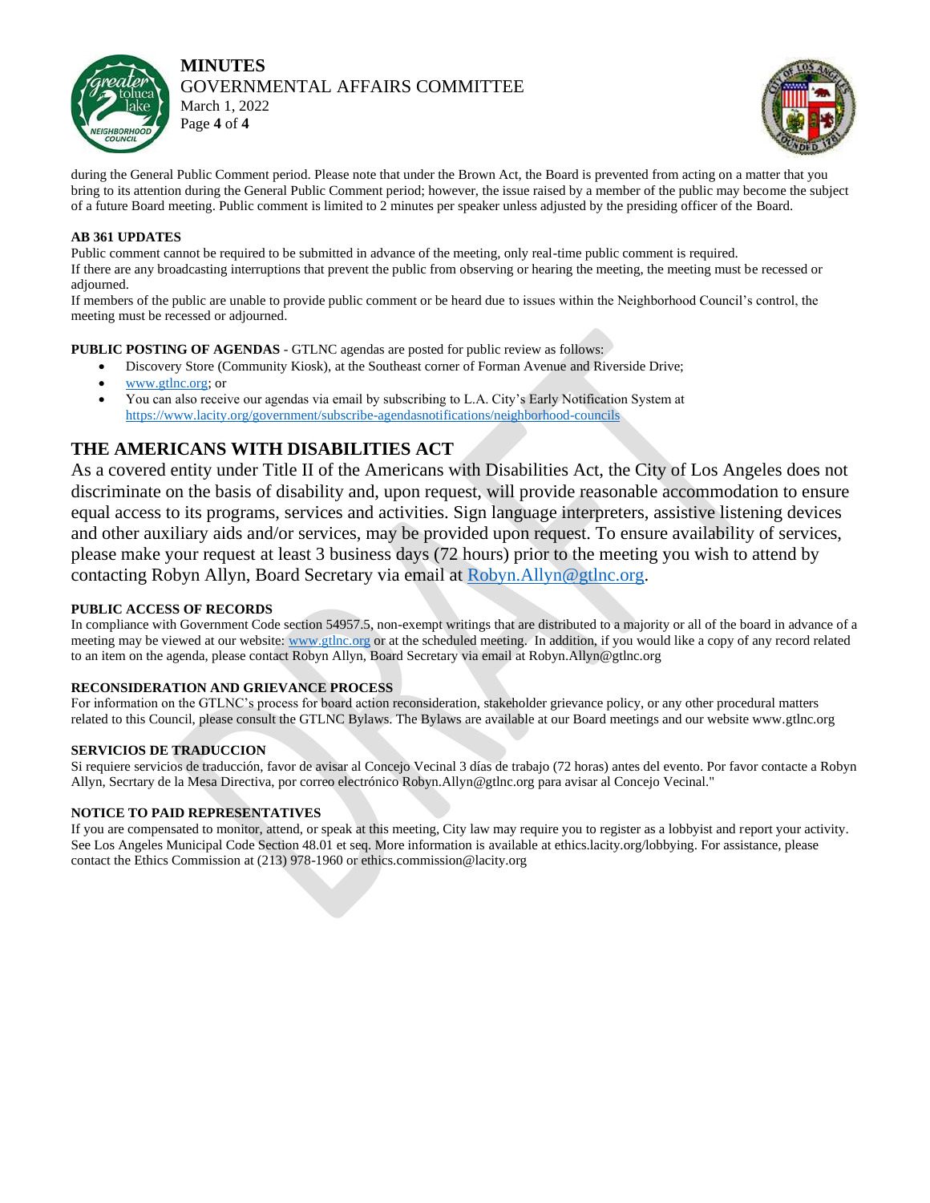during the General Public Comment period. Please note that under the Brown Act, the Board is prevented from acting on a matter that you bring to its attention during the General Public Comment period; however, the issue raised by a member of the public may become the subject of a future Board meeting. Public comment is limited to 2 minutes per speaker unless adjusted by the presiding officer of the Board.

**AB 361 UPDATES**

Public comment cannot be required to be submitted in advance of the meeting, only real-time public comment is required.

If there are any broadcasting interruptions that prevent the public from observing or hearing the meeting, the meeting must be recessed or adjourned.

If members of the public are unable to provide public comment or be heard due to issues within the Neighborhood Council's control, the meeting must be recessed or adjourned.

**PUBLIC POSTING OF AGENDAS** - GTLNC agendas are posted for public review as follows:

- Discovery Store (Community Kiosk), at the Southeast corner of Forman Avenue and Riverside Drive;
- www.gtlnc.org; or
- You can also receive our agendas via email by subscribing to L.A. City's Early Notification System at https://www.lacity.org/government/subscribe-agendasnotifications/neighborhood-councils

## THE AMERICANS WITH DISABILITIES ACT

As a covered entity under Title II of the Americans with Disabilities Act, the City of Los Angeles does not discriminate on the basis of disability and, upon request, will provide reasonable accommodation to ensure equal access to its programs, services and activities. Sign language interpreters, assistive listening devices and other auxiliary aids and/or services, may be provided upon request. To ensure availability of services, please make your request at least 3 business days (72 hours) prior to the meeting you wish to attend by contacting Robyn Allyn, Board Secretary via email at Robyn.Allyn@gtlnc.org.

**PUBLIC ACCESS OF RECORDS**

In compliance with Government Code section 54957.5, non-exempt writings that are distributed to a majority or all of the board in advance of a meeting may be viewed at our website: www.gtlnc.org or at the scheduled meeting. In addition, if you would like a copy of any record related to an item on the agenda, please contact Robyn Allyn, Board Secretary via email at Robyn.Allyn@gtlnc.org

**RECONSIDERATION AND GRIEVANCE PROCESS**

For information on the GTLNC's process for board action reconsideration, stakeholder grievance policy, or any other procedural matters related to this Council, please consult the GTLNC Bylaws. The Bylaws are available at our Board meetings and our website www.gtlnc.org

**SERVICIOS DE TRADUCCION**

Si requiere servicios de traducción, favor de avisar al Concejo Vecinal 3 días de trabajo (72 horas) antes del evento. Por favor contacte a Robyn Allyn, Secrtary de la Mesa Directiva, por correo electrónico Robyn.Allyn@gtlnc.org para avisar al Concejo Vecinal."

**NOTICE TO PAID REPRESENTATIVES**

If you are compensated to monitor, attend, or speak at this meeting, City law may require you to register as a lobbyist and report your activity. See Los Angeles Municipal Code Section 48.01 et seq. More information is available at ethics.lacity.org/lobbying. For assistance, please contact the Ethics Commission at (213) 978-1960 or ethics.commission@lacity.org